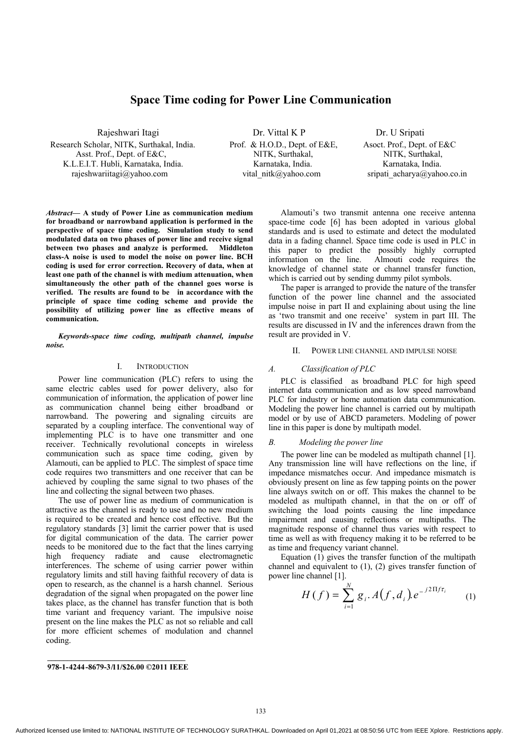# Space Time coding for Power Line Communication

Rajeshwari Itagi
Research Scholar, NITK, Surthakal, India.
Asst. Prof., Dept. of E&C,
K.L.E.I.T. Hubli, Karnataka, India.
rajeshwariitagi@yahoo.com

Dr. Vittal K P
Prof. & H.O.D., Dept. of E&E,
NITK, Surthakal,
Karnataka, India.
vital_nitk@yahoo.com

Dr. U Sripati
Asoct. Prof., Dept. of E&C
NITK, Surthakal,
Karnataka, India.
sripati_acharya@yahoo.co.in

***Abstract*— A study of Power Line as communication medium for broadband or narrowband application is performed in the perspective of space time coding. Simulation study to send modulated data on two phases of power line and receive signal between two phases and analyze is performed. Middleton class-A noise is used to model the noise on power line. BCH coding is used for error correction. Recovery of data, when at least one path of the channel is with medium attenuation, when simultaneously the other path of the channel goes worse is verified. The results are found to be in accordance with the principle of space time coding scheme and provide the possibility of utilizing power line as effective means of communication.**

***Keywords-space time coding, multipath channel, impulse noise.***

## I. INTRODUCTION

Power line communication (PLC) refers to using the same electric cables used for power delivery, also for communication of information, the application of power line as communication channel being either broadband or narrowband. The powering and signaling circuits are separated by a coupling interface. The conventional way of implementing PLC is to have one transmitter and one receiver. Technically revolutional concepts in wireless communication such as space time coding, given by Alamouti, can be applied to PLC. The simplest of space time code requires two transmitters and one receiver that can be achieved by coupling the same signal to two phases of the line and collecting the signal between two phases.

The use of power line as medium of communication is attractive as the channel is ready to use and no new medium is required to be created and hence cost effective. But the regulatory standards [3] limit the carrier power that is used for digital communication of the data. The carrier power needs to be monitored due to the fact that the lines carrying high frequency radiate and cause electromagnetic interferences. The scheme of using carrier power within regulatory limits and still having faithful recovery of data is open to research, as the channel is a harsh channel. Serious degradation of the signal when propagated on the power line takes place, as the channel has transfer function that is both time variant and frequency variant. The impulsive noise present on the line makes the PLC as not so reliable and call for more efficient schemes of modulation and channel coding.

Alamouti's two transmit antenna one receive antenna space-time code [6] has been adopted in various global standards and is used to estimate and detect the modulated data in a fading channel. Space time code is used in PLC in this paper to predict the possibly highly corrupted information on the line. Almouti code requires the knowledge of channel state or channel transfer function, which is carried out by sending dummy pilot symbols.

The paper is arranged to provide the nature of the transfer function of the power line channel and the associated impulse noise in part II and explaining about using the line as 'two transmit and one receive' system in part III. The results are discussed in IV and the inferences drawn from the result are provided in V.

## II. POWER LINE CHANNEL AND IMPULSE NOISE

### *A. Classification of PLC*

PLC is classified as broadband PLC for high speed internet data communication and as low speed narrowband PLC for industry or home automation data communication. Modeling the power line channel is carried out by multipath model or by use of ABCD parameters. Modeling of power line in this paper is done by multipath model.

### *B. Modeling the power line*

The power line can be modeled as multipath channel [1]. Any transmission line will have reflections on the line, if impedance mismatches occur. And impedance mismatch is obviously present on line as few tapping points on the power line always switch on or off. This makes the channel to be modeled as multipath channel, in that the on or off of switching the load points causing the line impedance impairment and causing reflections or multipaths. The magnitude response of channel thus varies with respect to time as well as with frequency making it to be referred to be as time and frequency variant channel.

Equation (1) gives the transfer function of the multipath channel and equivalent to (1), (2) gives transfer function of power line channel [1].

$$H(f) = \sum_{i=1}^{N} g_i . A(f, d_i). e^{-j2\Pi f \tau_i} \qquad (1)$$

978-1-4244-8679-3/11/$26.00 ©2011 IEEE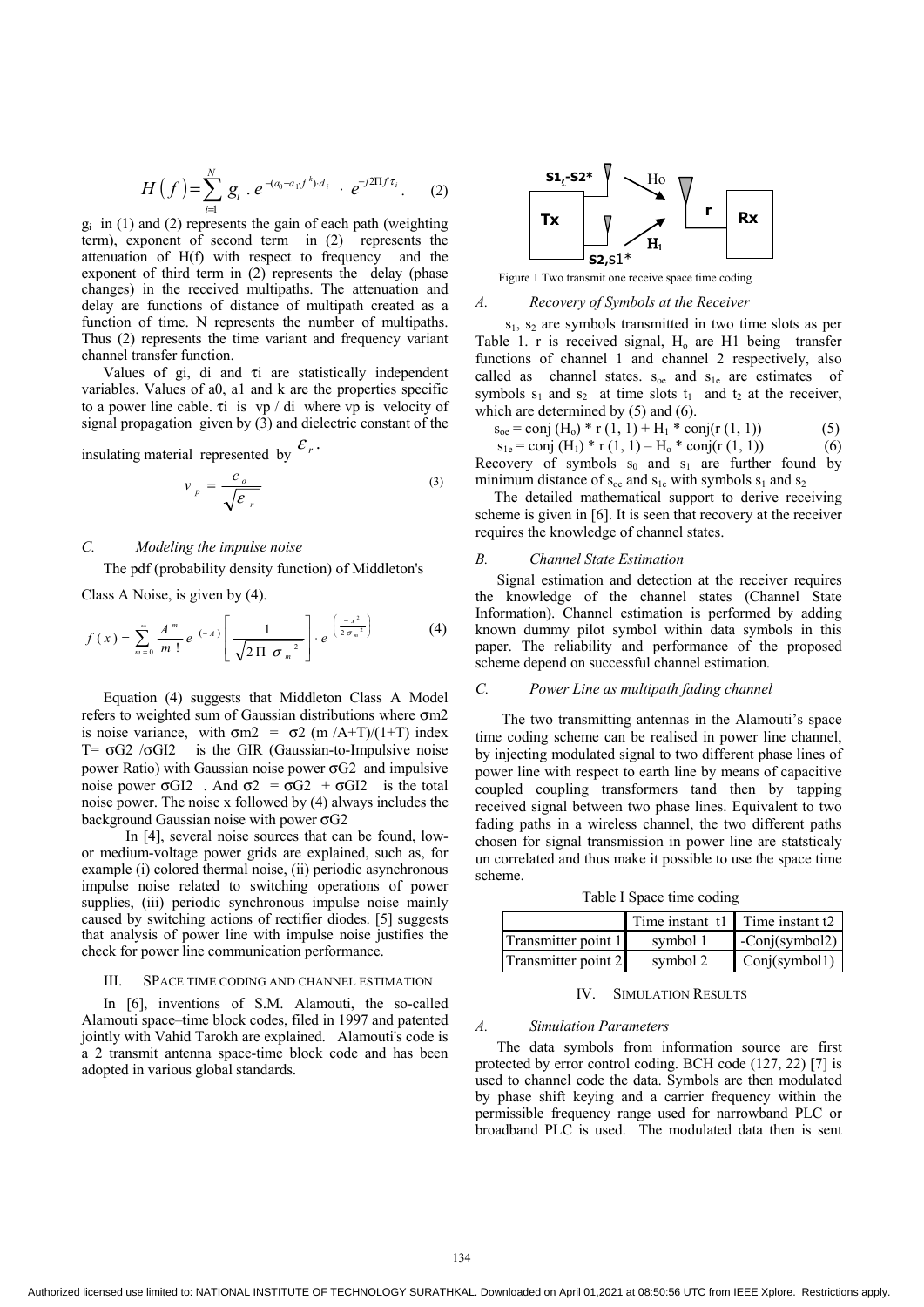$$H(f)=\sum_{i=1}^{N} g_i \cdot e^{-(a_0+a_1 f^k)\cdot d_i} \cdot e^{-j2\Pi f \tau_i}. \quad (2)$$

$g_i$ in (1) and (2) represents the gain of each path (weighting term), exponent of second term in (2) represents the attenuation of H(f) with respect to frequency and the exponent of third term in (2) represents the delay (phase changes) in the received multipaths. The attenuation and delay are functions of distance of multipath created as a function of time. N represents the number of multipaths. Thus (2) represents the time variant and frequency variant channel transfer function.

Values of gi, di and τi are statistically independent variables. Values of a0, a1 and k are the properties specific to a power line cable. τi is vp / di where vp is velocity of signal propagation given by (3) and dielectric constant of the insulating material represented by $\varepsilon_r$.

$$v_p = \frac{c_o}{\sqrt{\varepsilon_r}} \quad (3)$$

### C. Modeling the impulse noise

The pdf (probability density function) of Middleton's Class A Noise, is given by (4).

$$f(x) = \sum_{m=0}^{\infty} \frac{A^m}{m!} e^{(-A)} \left[ \frac{1}{\sqrt{2\Pi \sigma_m^2}} \right] \cdot e^{\left( \frac{-x^2}{2\sigma_m^2} \right)} \quad (4)$$

Equation (4) suggests that Middleton Class A Model refers to weighted sum of Gaussian distributions where σm2 is noise variance, with σm2 = σ2 (m /A+T)/(1+T) index T= σG2 /σGI2 is the GIR (Gaussian-to-Impulsive noise power Ratio) with Gaussian noise power σG2 and impulsive noise power σGI2 . And σ2 = σG2 + σGI2 is the total noise power. The noise x followed by (4) always includes the background Gaussian noise with power σG2

In [4], several noise sources that can be found, low- or medium-voltage power grids are explained, such as, for example (i) colored thermal noise, (ii) periodic asynchronous impulse noise related to switching operations of power supplies, (iii) periodic synchronous impulse noise mainly caused by switching actions of rectifier diodes. [5] suggests that analysis of power line with impulse noise justifies the check for power line communication performance.

## III. SPACE TIME CODING AND CHANNEL ESTIMATION

In [6], inventions of S.M. Alamouti, the so-called Alamouti space–time block codes, filed in 1997 and patented jointly with Vahid Tarokh are explained. Alamouti's code is a 2 transmit antenna space-time block code and has been adopted in various global standards.

Figure 1 Two transmit one receive space time coding

### A. Recovery of Symbols at the Receiver

$s_1$, $s_2$ are symbols transmitted in two time slots as per Table 1. r is received signal, $H_o$ are H1 being transfer functions of channel 1 and channel 2 respectively, also called as channel states. $s_{oe}$ and $s_{1e}$ are estimates of symbols $s_1$ and $s_2$ at time slots $t_1$ and $t_2$ at the receiver, which are determined by (5) and (6).

$s_{oe}$ = conj ($H_o$) * r (1, 1) + $H_1$ * conj(r (1, 1)) (5)

$s_{1e}$ = conj ($H_1$) * r (1, 1) – $H_o$ * conj(r (1, 1)) (6)

Recovery of symbols $s_0$ and $s_1$ are further found by minimum distance of $s_{oe}$ and $s_{1e}$ with symbols $s_1$ and $s_2$

The detailed mathematical support to derive receiving scheme is given in [6]. It is seen that recovery at the receiver requires the knowledge of channel states.

### B. Channel State Estimation

Signal estimation and detection at the receiver requires the knowledge of the channel states (Channel State Information). Channel estimation is performed by adding known dummy pilot symbol within data symbols in this paper. The reliability and performance of the proposed scheme depend on successful channel estimation.

### C. Power Line as multipath fading channel

The two transmitting antennas in the Alamouti's space time coding scheme can be realised in power line channel, by injecting modulated signal to two different phase lines of power line with respect to earth line by means of capacitive coupled coupling transformers tand then by tapping received signal between two phase lines. Equivalent to two fading paths in a wireless channel, the two different paths chosen for signal transmission in power line are statsticaly un correlated and thus make it possible to use the space time scheme.

Table I Space time coding

| | Time instant t1 | Time instant t2 |
|---|---|---|
| Transmitter point 1 | symbol 1 | -Conj(symbol2) |
| Transmitter point 2 | symbol 2 | Conj(symbol1) |

## IV. SIMULATION RESULTS

### A. Simulation Parameters

The data symbols from information source are first protected by error control coding. BCH code (127, 22) [7] is used to channel code the data. Symbols are then modulated by phase shift keying and a carrier frequency within the permissible frequency range used for narrowband PLC or broadband PLC is used. The modulated data then is sent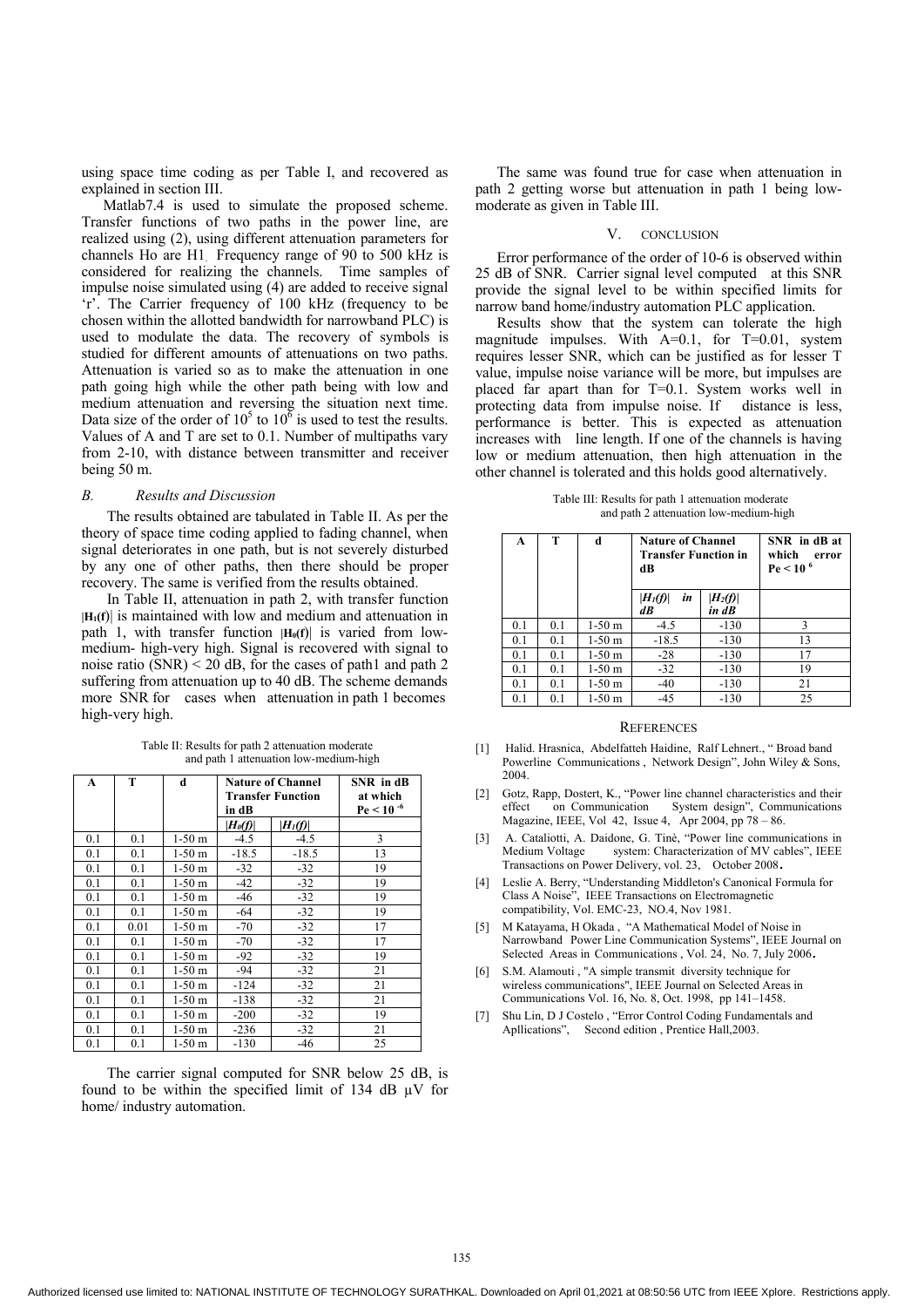using space time coding as per Table I, and recovered as explained in section III.

Matlab7.4 is used to simulate the proposed scheme. Transfer functions of two paths in the power line, are realized using (2), using different attenuation parameters for channels Ho are H1. Frequency range of 90 to 500 kHz is considered for realizing the channels. Time samples of impulse noise simulated using (4) are added to receive signal 'r'. The Carrier frequency of 100 kHz (frequency to be chosen within the allotted bandwidth for narrowband PLC) is used to modulate the data. The recovery of symbols is studied for different amounts of attenuations on two paths. Attenuation is varied so as to make the attenuation in one path going high while the other path being with low and medium attenuation and reversing the situation next time. Data size of the order of $10^5$ to $10^6$ is used to test the results. Values of A and T are set to 0.1. Number of multipaths vary from 2-10, with distance between transmitter and receiver being 50 m.

### *B. Results and Discussion*

The results obtained are tabulated in Table II. As per the theory of space time coding applied to fading channel, when signal deteriorates in one path, but is not severely disturbed by any one of other paths, then there should be proper recovery. The same is verified from the results obtained.

In Table II, attenuation in path 2, with transfer function $|H_1(f)|$ is maintained with low and medium and attenuation in path 1, with transfer function $|H_0(f)|$ is varied from low-medium- high-very high. Signal is recovered with signal to noise ratio (SNR) < 20 dB, for the cases of path1 and path 2 suffering from attenuation up to 40 dB. The scheme demands more SNR for cases when attenuation in path 1 becomes high-very high.

Table II: Results for path 2 attenuation moderate and path 1 attenuation low-medium-high

| A | T | d | Nature of Channel Transfer Function in dB | | SNR in dB at which $Pe < 10^{-6}$ |
|---|---|---|---|---|---|
| | | | $\|H_0(f)\|$ | $\|H_1(f)\|$ | |
| 0.1 | 0.1 | 1-50 m | -4.5 | -4.5 | 3 |
| 0.1 | 0.1 | 1-50 m | -18.5 | -18.5 | 13 |
| 0.1 | 0.1 | 1-50 m | -32 | -32 | 19 |
| 0.1 | 0.1 | 1-50 m | -42 | -32 | 19 |
| 0.1 | 0.1 | 1-50 m | -46 | -32 | 19 |
| 0.1 | 0.1 | 1-50 m | -64 | -32 | 19 |
| 0.1 | 0.01 | 1-50 m | -70 | -32 | 17 |
| 0.1 | 0.1 | 1-50 m | -70 | -32 | 17 |
| 0.1 | 0.1 | 1-50 m | -92 | -32 | 19 |
| 0.1 | 0.1 | 1-50 m | -94 | -32 | 21 |
| 0.1 | 0.1 | 1-50 m | -124 | -32 | 21 |
| 0.1 | 0.1 | 1-50 m | -138 | -32 | 21 |
| 0.1 | 0.1 | 1-50 m | -200 | -32 | 19 |
| 0.1 | 0.1 | 1-50 m | -236 | -32 | 21 |
| 0.1 | 0.1 | 1-50 m | -130 | -46 | 25 |

The carrier signal computed for SNR below 25 dB, is found to be within the specified limit of 134 dB μV for home/ industry automation.

The same was found true for case when attenuation in path 2 getting worse but attenuation in path 1 being low-moderate as given in Table III.

## V. CONCLUSION

Error performance of the order of 10-6 is observed within 25 dB of SNR. Carrier signal level computed at this SNR provide the signal level to be within specified limits for narrow band home/industry automation PLC application.

Results show that the system can tolerate the high magnitude impulses. With A=0.1, for T=0.01, system requires lesser SNR, which can be justified as for lesser T value, impulse noise variance will be more, but impulses are placed far apart than for T=0.1. System works well in protecting data from impulse noise. If distance is less, performance is better. This is expected as attenuation increases with line length. If one of the channels is having low or medium attenuation, then high attenuation in the other channel is tolerated and this holds good alternatively.

Table III: Results for path 1 attenuation moderate and path 2 attenuation low-medium-high

| A | T | d | Nature of Channel Transfer Function in dB | | SNR in dB at which error $Pe < 10^{6}$ |
|---|---|---|---|---|---|
| | | | $\|H_1(f)\|$ in dB | $\|H_2(f)\|$ in dB | |
| 0.1 | 0.1 | 1-50 m | -4.5 | -130 | 3 |
| 0.1 | 0.1 | 1-50 m | -18.5 | -130 | 13 |
| 0.1 | 0.1 | 1-50 m | -28 | -130 | 17 |
| 0.1 | 0.1 | 1-50 m | -32 | -130 | 19 |
| 0.1 | 0.1 | 1-50 m | -40 | -130 | 21 |
| 0.1 | 0.1 | 1-50 m | -45 | -130 | 25 |

## REFERENCES

[1] Halid. Hrasnica, Abdelfatteh Haidine, Ralf Lehnert., " Broad band Powerline Communications , Network Design", John Wiley & Sons, 2004.

[2] Gotz, Rapp, Dostert, K., "Power line channel characteristics and their effect on Communication System design", Communications Magazine, IEEE, Vol 42, Issue 4, Apr 2004, pp 78 – 86.

[3] A. Cataliotti, A. Daidone, G. Tinè, "Power line communications in Medium Voltage system: Characterization of MV cables", IEEE Transactions on Power Delivery, vol. 23, October 2008.

[4] Leslie A. Berry, "Understanding Middleton's Canonical Formula for Class A Noise", IEEE Transactions on Electromagnetic compatibility, Vol. EMC-23, NO.4, Nov 1981.

[5] M Katayama, H Okada , "A Mathematical Model of Noise in Narrowband Power Line Communication Systems", IEEE Journal on Selected Areas in Communications , Vol. 24, No. 7, July 2006.

[6] S.M. Alamouti , "A simple transmit diversity technique for wireless communications", IEEE Journal on Selected Areas in Communications Vol. 16, No. 8, Oct. 1998, pp 141–1458.

[7] Shu Lin, D J Costelo , "Error Control Coding Fundamentals and Apllications", Second edition , Prentice Hall,2003.